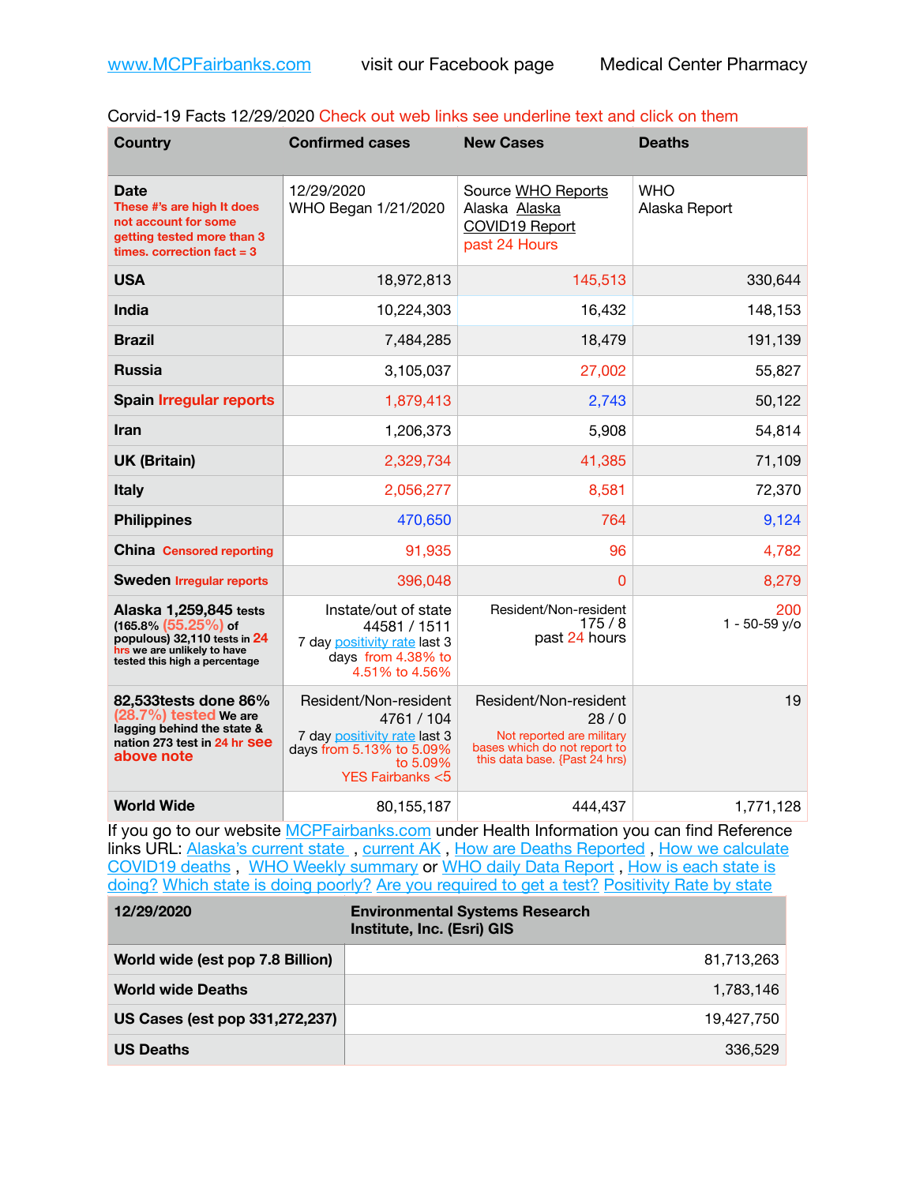www.MCPFairbanks.com visit our Facebook page Medical Center Pharmacy

Corvid-19 Facts 12/29/2020 Check out web links see underline text and click on them

| Country | Confirmed cases | New Cases | Deaths |
|---|---|---|---|
| **Date** These #'s are high It does not account for some getting tested more than 3 times. correction fact = 3 | 12/29/2020 WHO Began 1/21/2020 | Source WHO Reports Alaska Alaska COVID19 Report past 24 Hours | WHO Alaska Report |
| **USA** | 18,972,813 | 145,513 | 330,644 |
| **India** | 10,224,303 | 16,432 | 148,153 |
| **Brazil** | 7,484,285 | 18,479 | 191,139 |
| **Russia** | 3,105,037 | 27,002 | 55,827 |
| **Spain** Irregular reports | 1,879,413 | 2,743 | 50,122 |
| **Iran** | 1,206,373 | 5,908 | 54,814 |
| **UK (Britain)** | 2,329,734 | 41,385 | 71,109 |
| **Italy** | 2,056,277 | 8,581 | 72,370 |
| **Philippines** | 470,650 | 764 | 9,124 |
| **China** Censored reporting | 91,935 | 96 | 4,782 |
| **Sweden** Irregular reports | 396,048 | 0 | 8,279 |
| **Alaska 1,259,845** tests (165.8% (55.25%) of populous) 32,110 tests in 24 hrs we are unlikely to have tested this high a percentage | Instate/out of state 44581 / 1511 7 day positivity rate last 3 days from 4.38% to 4.51% to 4.56% | Resident/Non-resident 175 / 8 past 24 hours | 200 1 - 50-59 y/o |
| **82,533tests done 86% (28.7%) tested** We are lagging behind the state & nation 273 test in 24 hr see above note | Resident/Non-resident 4761 / 104 7 day positivity rate last 3 days from 5.13% to 5.09% to 5.09% YES Fairbanks <5 | Resident/Non-resident 28 / 0 Not reported are military bases which do not report to this data base. {Past 24 hrs) | 19 |
| **World Wide** | 80,155,187 | 444,437 | 1,771,128 |

If you go to our website MCPFairbanks.com under Health Information you can find Reference links URL: Alaska's current state , current AK , How are Deaths Reported , How we calculate COVID19 deaths , WHO Weekly summary or WHO daily Data Report , How is each state is doing? Which state is doing poorly? Are you required to get a test? Positivity Rate by state

| 12/29/2020 | Environmental Systems Research Institute, Inc. (Esri) GIS |
|---|---|
| **World wide (est pop 7.8 Billion)** | 81,713,263 |
| **World wide Deaths** | 1,783,146 |
| **US Cases (est pop 331,272,237)** | 19,427,750 |
| **US Deaths** | 336,529 |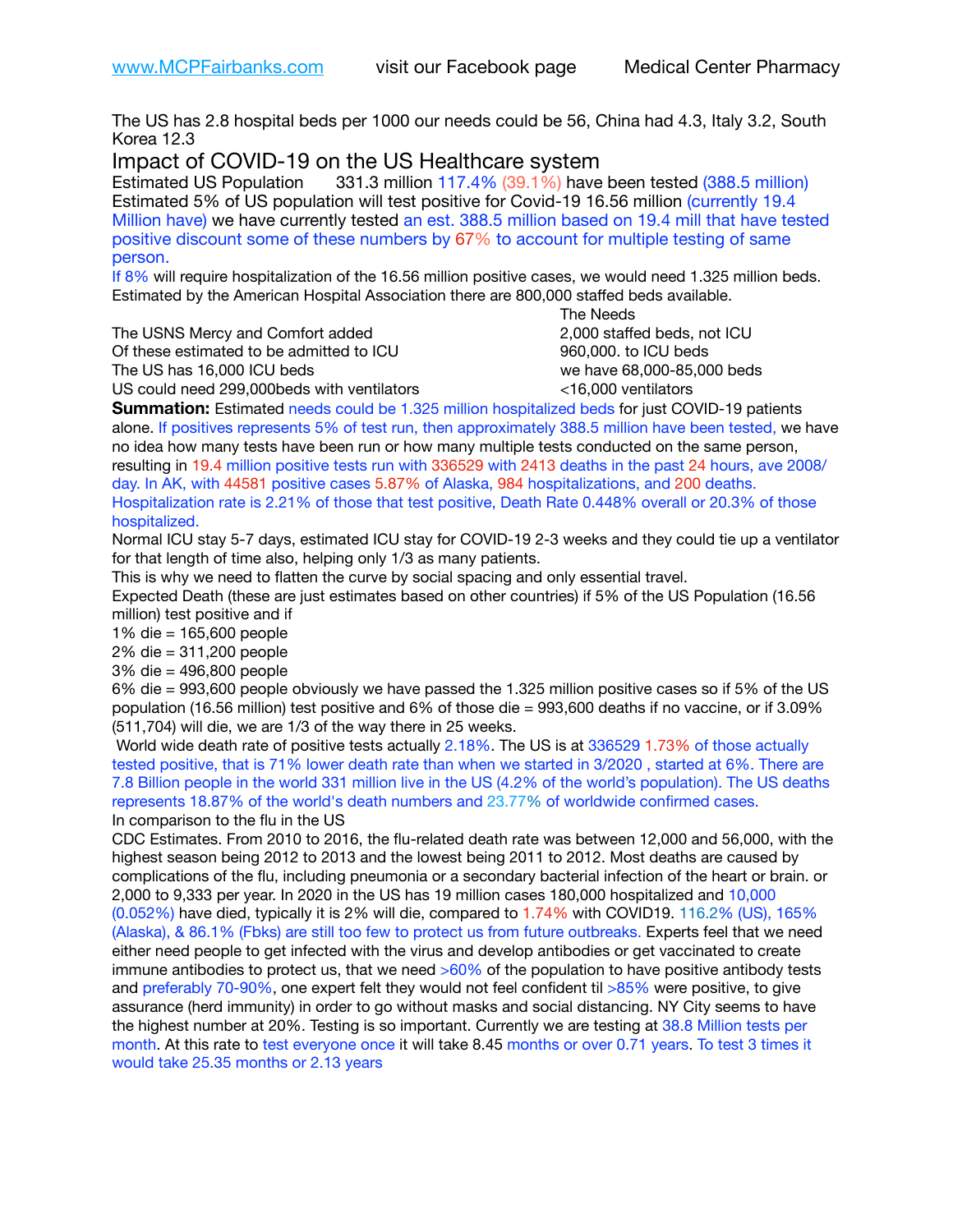[www.MCPFairbanks.com](http://www.MCPFairbanks.com) visit our Facebook page Medical Center Pharmacy

The US has 2.8 hospital beds per 1000 our needs could be 56, China had 4.3, Italy 3.2, South Korea 12.3

## Impact of COVID-19 on the US Healthcare system

Estimated US Population 331.3 million 117.4% (39.1%) have been tested (388.5 million) Estimated 5% of US population will test positive for Covid-19 16.56 million (currently 19.4 Million have) we have currently tested an est. 388.5 million based on 19.4 mill that have tested positive discount some of these numbers by 67% to account for multiple testing of same person.

If 8% will require hospitalization of the 16.56 million positive cases, we would need 1.325 million beds. Estimated by the American Hospital Association there are 800,000 staffed beds available.

| | The Needs |
|---|---|
| The USNS Mercy and Comfort added | 2,000 staffed beds, not ICU |
| Of these estimated to be admitted to ICU | 960,000. to ICU beds |
| The US has 16,000 ICU beds | we have 68,000-85,000 beds |
| US could need 299,000beds with ventilators | <16,000 ventilators |

**Summation:** Estimated needs could be 1.325 million hospitalized beds for just COVID-19 patients alone. If positives represents 5% of test run, then approximately 388.5 million have been tested, we have no idea how many tests have been run or how many multiple tests conducted on the same person, resulting in 19.4 million positive tests run with 336529 with 2413 deaths in the past 24 hours, ave 2008/ day. In AK, with 44581 positive cases 5.87% of Alaska, 984 hospitalizations, and 200 deaths. Hospitalization rate is 2.21% of those that test positive, Death Rate 0.448% overall or 20.3% of those hospitalized.

Normal ICU stay 5-7 days, estimated ICU stay for COVID-19 2-3 weeks and they could tie up a ventilator for that length of time also, helping only 1/3 as many patients.

This is why we need to flatten the curve by social spacing and only essential travel.

Expected Death (these are just estimates based on other countries) if 5% of the US Population (16.56 million) test positive and if

1% die = 165,600 people
2% die = 311,200 people
3% die = 496,800 people
6% die = 993,600 people obviously we have passed the 1.325 million positive cases so if 5% of the US population (16.56 million) test positive and 6% of those die = 993,600 deaths if no vaccine, or if 3.09% (511,704) will die, we are 1/3 of the way there in 25 weeks.

World wide death rate of positive tests actually 2.18%. The US is at 336529 1.73% of those actually tested positive, that is 71% lower death rate than when we started in 3/2020 , started at 6%. There are 7.8 Billion people in the world 331 million live in the US (4.2% of the world's population). The US deaths represents 18.87% of the world's death numbers and 23.77% of worldwide confirmed cases.

In comparison to the flu in the US

CDC Estimates. From 2010 to 2016, the flu-related death rate was between 12,000 and 56,000, with the highest season being 2012 to 2013 and the lowest being 2011 to 2012. Most deaths are caused by complications of the flu, including pneumonia or a secondary bacterial infection of the heart or brain. or 2,000 to 9,333 per year. In 2020 in the US has 19 million cases 180,000 hospitalized and 10,000 (0.052%) have died, typically it is 2% will die, compared to 1.74% with COVID19. 116.2% (US), 165% (Alaska), & 86.1% (Fbks) are still too few to protect us from future outbreaks. Experts feel that we need either need people to get infected with the virus and develop antibodies or get vaccinated to create immune antibodies to protect us, that we need >60% of the population to have positive antibody tests and preferably 70-90%, one expert felt they would not feel confident til >85% were positive, to give assurance (herd immunity) in order to go without masks and social distancing. NY City seems to have the highest number at 20%. Testing is so important. Currently we are testing at 38.8 Million tests per month. At this rate to test everyone once it will take 8.45 months or over 0.71 years. To test 3 times it would take 25.35 months or 2.13 years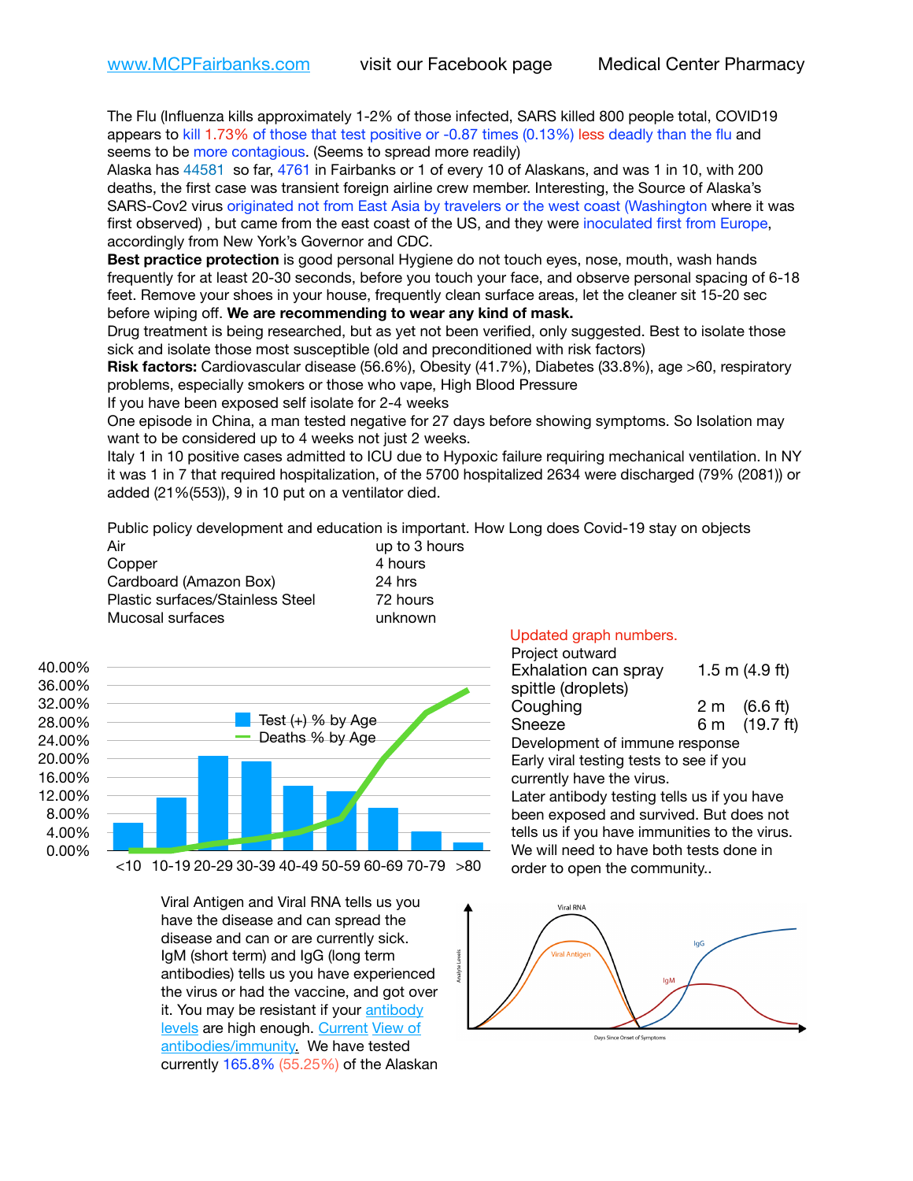www.MCPFairbanks.com visit our Facebook page Medical Center Pharmacy

The Flu (Influenza kills approximately 1-2% of those infected, SARS killed 800 people total, COVID19 appears to kill 1.73% of those that test positive or -0.87 times (0.13%) less deadly than the flu and seems to be more contagious. (Seems to spread more readily)

Alaska has 44581 so far, 4761 in Fairbanks or 1 of every 10 of Alaskans, and was 1 in 10, with 200 deaths, the first case was transient foreign airline crew member. Interesting, the Source of Alaska's SARS-Cov2 virus originated not from East Asia by travelers or the west coast (Washington where it was first observed) , but came from the east coast of the US, and they were inoculated first from Europe, accordingly from New York's Governor and CDC.

**Best practice protection** is good personal Hygiene do not touch eyes, nose, mouth, wash hands frequently for at least 20-30 seconds, before you touch your face, and observe personal spacing of 6-18 feet. Remove your shoes in your house, frequently clean surface areas, let the cleaner sit 15-20 sec before wiping off. **We are recommending to wear any kind of mask.**

Drug treatment is being researched, but as yet not been verified, only suggested. Best to isolate those sick and isolate those most susceptible (old and preconditioned with risk factors)

**Risk factors:** Cardiovascular disease (56.6%), Obesity (41.7%), Diabetes (33.8%), age >60, respiratory problems, especially smokers or those who vape, High Blood Pressure

If you have been exposed self isolate for 2-4 weeks

One episode in China, a man tested negative for 27 days before showing symptoms. So Isolation may want to be considered up to 4 weeks not just 2 weeks.

Italy 1 in 10 positive cases admitted to ICU due to Hypoxic failure requiring mechanical ventilation. In NY it was 1 in 7 that required hospitalization, of the 5700 hospitalized 2634 were discharged (79% (2081)) or added (21%(553)), 9 in 10 put on a ventilator died.

Public policy development and education is important. How Long does Covid-19 stay on objects

| | |
|---|---|
| Air | up to 3 hours |
| Copper | 4 hours |
| Cardboard (Amazon Box) | 24 hrs |
| Plastic surfaces/Stainless Steel | 72 hours |
| Mucosal surfaces | unknown |

Updated graph numbers.

Project outward

| | |
|---|---|
| Exhalation can spray spittle (droplets) | 1.5 m (4.9 ft) |
| Coughing | 2 m (6.6 ft) |
| Sneeze | 6 m (19.7 ft) |

Development of immune response

Early viral testing tests to see if you currently have the virus.

Later antibody testing tells us if you have been exposed and survived. But does not tells us if you have immunities to the virus. We will need to have both tests done in order to open the community..

Viral Antigen and Viral RNA tells us you have the disease and can spread the disease and can or are currently sick. IgM (short term) and IgG (long term antibodies) tells us you have experienced the virus or had the vaccine, and got over it. You may be resistant if your antibody levels are high enough. Current View of antibodies/immunity. We have tested currently 165.8% (55.25%) of the Alaskan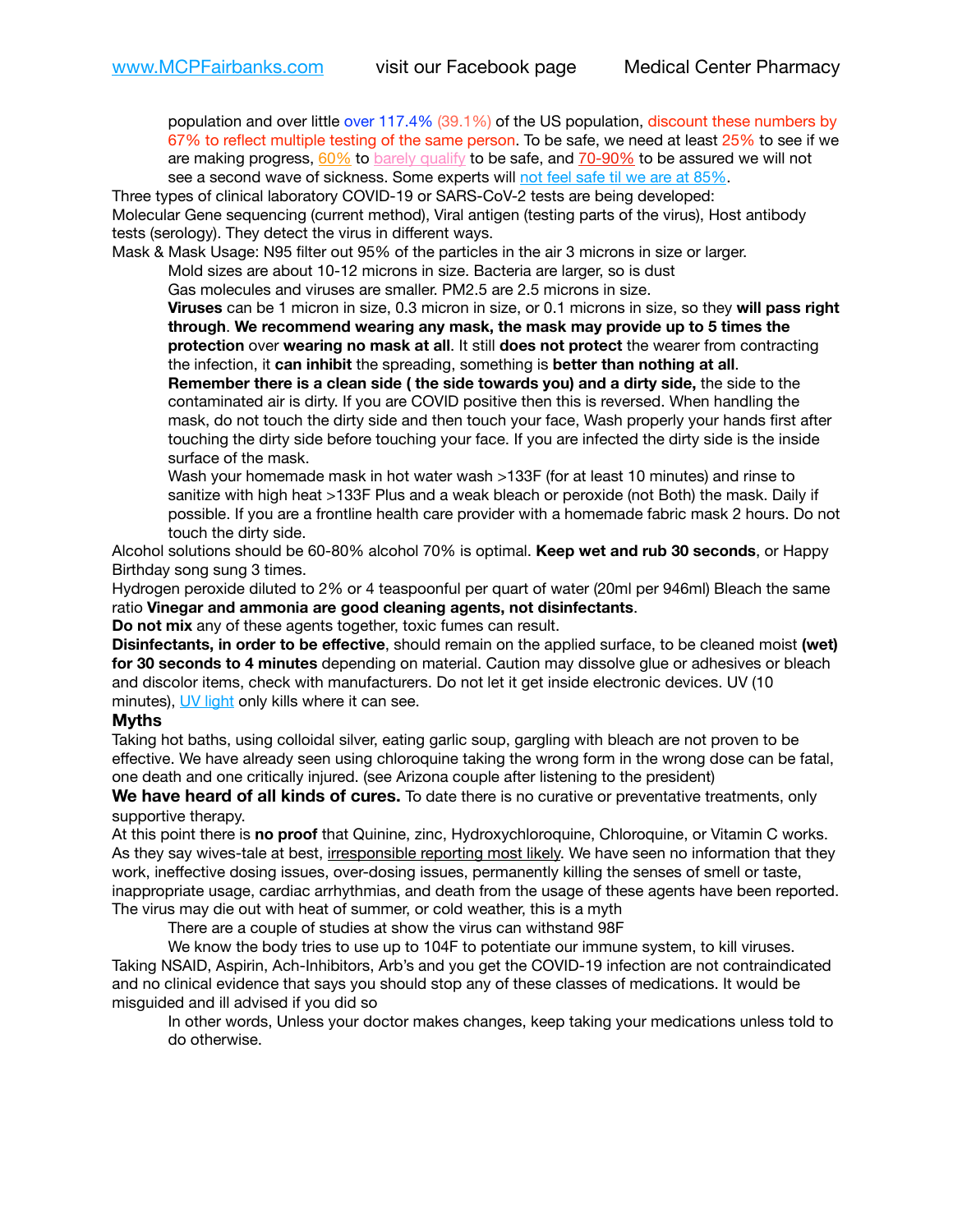population and over little over 117.4% (39.1%) of the US population, discount these numbers by 67% to reflect multiple testing of the same person. To be safe, we need at least 25% to see if we are making progress, 60% to barely qualify to be safe, and 70-90% to be assured we will not see a second wave of sickness. Some experts will not feel safe til we are at 85%.

Three types of clinical laboratory COVID-19 or SARS-CoV-2 tests are being developed:
Molecular Gene sequencing (current method), Viral antigen (testing parts of the virus), Host antibody tests (serology). They detect the virus in different ways.

Mask & Mask Usage: N95 filter out 95% of the particles in the air 3 microns in size or larger.

Mold sizes are about 10-12 microns in size. Bacteria are larger, so is dust

Gas molecules and viruses are smaller. PM2.5 are 2.5 microns in size.

**Viruses** can be 1 micron in size, 0.3 micron in size, or 0.1 microns in size, so they **will pass right through**. **We recommend wearing any mask, the mask may provide up to 5 times the protection** over **wearing no mask at all**. It still **does not protect** the wearer from contracting the infection, it **can inhibit** the spreading, something is **better than nothing at all**.

**Remember there is a clean side ( the side towards you) and a dirty side,** the side to the contaminated air is dirty. If you are COVID positive then this is reversed. When handling the mask, do not touch the dirty side and then touch your face, Wash properly your hands first after touching the dirty side before touching your face. If you are infected the dirty side is the inside surface of the mask.

Wash your homemade mask in hot water wash >133F (for at least 10 minutes) and rinse to sanitize with high heat >133F Plus and a weak bleach or peroxide (not Both) the mask. Daily if possible. If you are a frontline health care provider with a homemade fabric mask 2 hours. Do not touch the dirty side.

Alcohol solutions should be 60-80% alcohol 70% is optimal. **Keep wet and rub 30 seconds**, or Happy Birthday song sung 3 times.

Hydrogen peroxide diluted to 2% or 4 teaspoonful per quart of water (20ml per 946ml) Bleach the same ratio **Vinegar and ammonia are good cleaning agents, not disinfectants**.

**Do not mix** any of these agents together, toxic fumes can result.

**Disinfectants, in order to be effective**, should remain on the applied surface, to be cleaned moist **(wet) for 30 seconds to 4 minutes** depending on material. Caution may dissolve glue or adhesives or bleach and discolor items, check with manufacturers. Do not let it get inside electronic devices. UV (10 minutes), UV light only kills where it can see.

### Myths

Taking hot baths, using colloidal silver, eating garlic soup, gargling with bleach are not proven to be effective. We have already seen using chloroquine taking the wrong form in the wrong dose can be fatal, one death and one critically injured. (see Arizona couple after listening to the president)

**We have heard of all kinds of cures.** To date there is no curative or preventative treatments, only supportive therapy.

At this point there is **no proof** that Quinine, zinc, Hydroxychloroquine, Chloroquine, or Vitamin C works. As they say wives-tale at best, irresponsible reporting most likely. We have seen no information that they work, ineffective dosing issues, over-dosing issues, permanently killing the senses of smell or taste, inappropriate usage, cardiac arrhythmias, and death from the usage of these agents have been reported.

The virus may die out with heat of summer, or cold weather, this is a myth

There are a couple of studies at show the virus can withstand 98F

We know the body tries to use up to 104F to potentiate our immune system, to kill viruses.

Taking NSAID, Aspirin, Ach-Inhibitors, Arb's and you get the COVID-19 infection are not contraindicated and no clinical evidence that says you should stop any of these classes of medications. It would be misguided and ill advised if you did so

In other words, Unless your doctor makes changes, keep taking your medications unless told to do otherwise.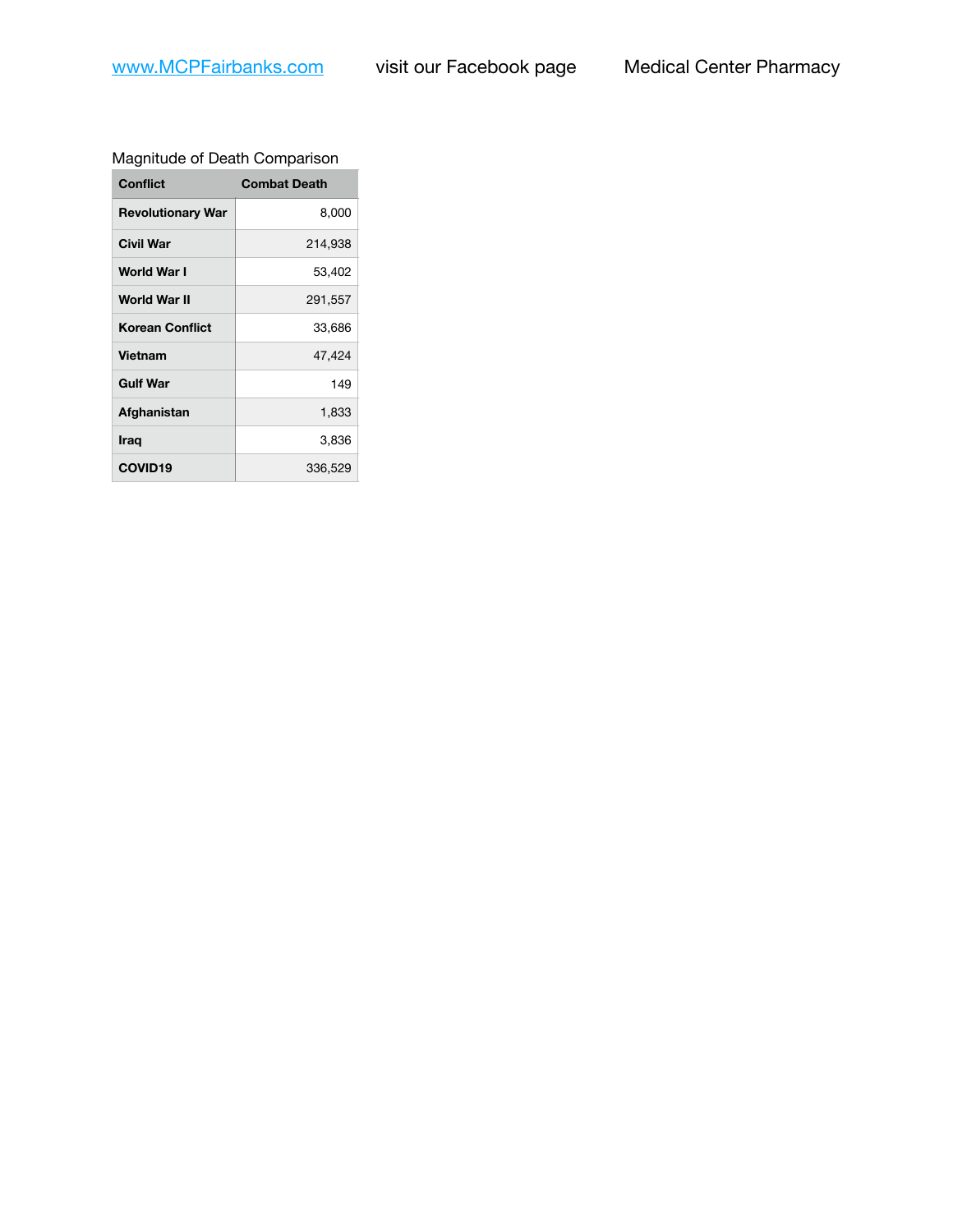Magnitude of Death Comparison

| Conflict | Combat Death |
|---|---|
| **Revolutionary War** | 8,000 |
| **Civil War** | 214,938 |
| **World War I** | 53,402 |
| **World War II** | 291,557 |
| **Korean Conflict** | 33,686 |
| **Vietnam** | 47,424 |
| **Gulf War** | 149 |
| **Afghanistan** | 1,833 |
| **Iraq** | 3,836 |
| **COVID19** | 336,529 |